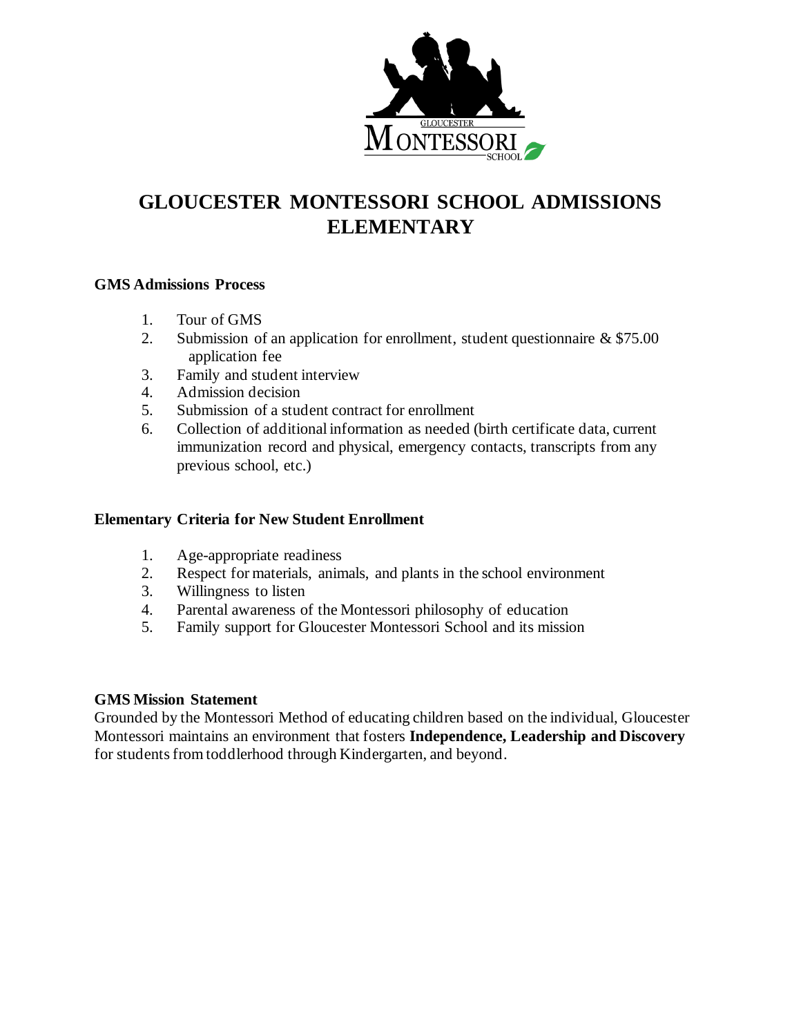# GLOUCESTER MONTESSORI SCHOOL ADMISSIONS ELEMENTARY

**GMS Admissions Process**

1. Tour of GMS
2. Submission of an application for enrollment, student questionnaire & $75.00 application fee
3. Family and student interview
4. Admission decision
5. Submission of a student contract for enrollment
6. Collection of additional information as needed (birth certificate data, current immunization record and physical, emergency contacts, transcripts from any previous school, etc.)

**Elementary Criteria for New Student Enrollment**

1. Age-appropriate readiness
2. Respect for materials, animals, and plants in the school environment
3. Willingness to listen
4. Parental awareness of the Montessori philosophy of education
5. Family support for Gloucester Montessori School and its mission

**GMS Mission Statement**

Grounded by the Montessori Method of educating children based on the individual, Gloucester Montessori maintains an environment that fosters **Independence, Leadership and Discovery** for students from toddlerhood through Kindergarten, and beyond.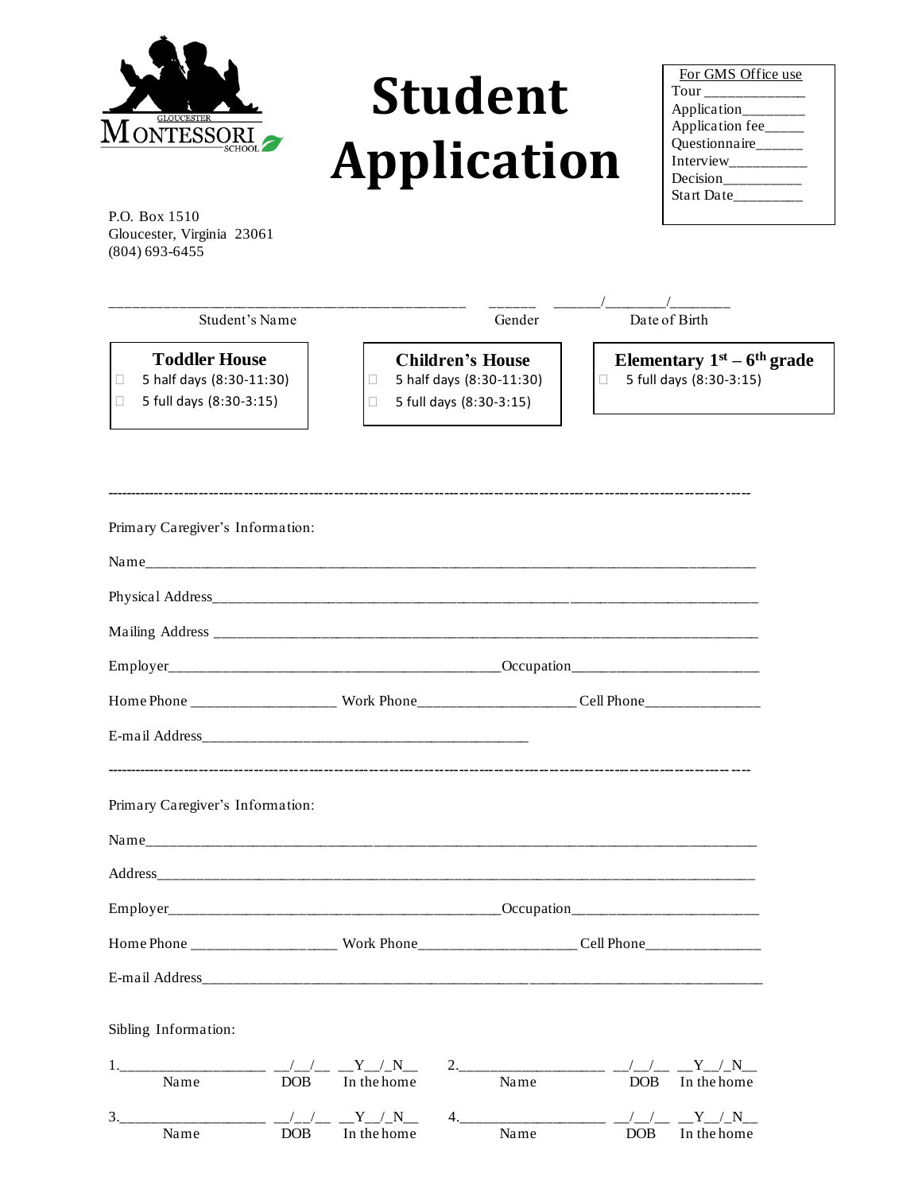GLOUCESTER MONTESSORI SCHOOL

# Student Application

| For GMS Office use |
|---|
| Tour _____________ |
| Application________ |
| Application fee_____ |
| Questionnaire______ |
| Interview__________ |
| Decision__________ |
| Start Date_________ |

P.O. Box 1510
Gloucester, Virginia 23061
(804) 693-6455

_______________________________________________ ______ ______/________/________
Student's Name                    Gender                    Date of Birth

**Toddler House**
- ☐ 5 half days (8:30-11:30)
- ☐ 5 full days (8:30-3:15)

**Children's House**
- ☐ 5 half days (8:30-11:30)
- ☐ 5 full days (8:30-3:15)

**Elementary 1st – 6th grade**
- ☐ 5 full days (8:30-3:15)

---

Primary Caregiver's Information:

Name______________________________________________________________________________

Physical Address______________________________________________________________________

Mailing Address ______________________________________________________________________

Employer_____________________________________________Occupation_________________________

Home Phone ___________________ Work Phone_____________________ Cell Phone_______________

E-mail Address___________________________________________

---

Primary Caregiver's Information:

Name______________________________________________________________________________

Address____________________________________________________________________________

Employer_____________________________________________Occupation_________________________

Home Phone ___________________ Work Phone_____________________ Cell Phone_______________

E-mail Address_______________________________________________________________________

Sibling Information:

1.___________________ __/__/__ __Y__/_N__    2.___________________ __/__/__ __Y__/_N__
Name    DOB    In the home    Name    DOB    In the home

3.___________________ __/__/__ __Y__/_N__    4.___________________ __/__/__ __Y__/_N__
Name    DOB    In the home    Name    DOB    In the home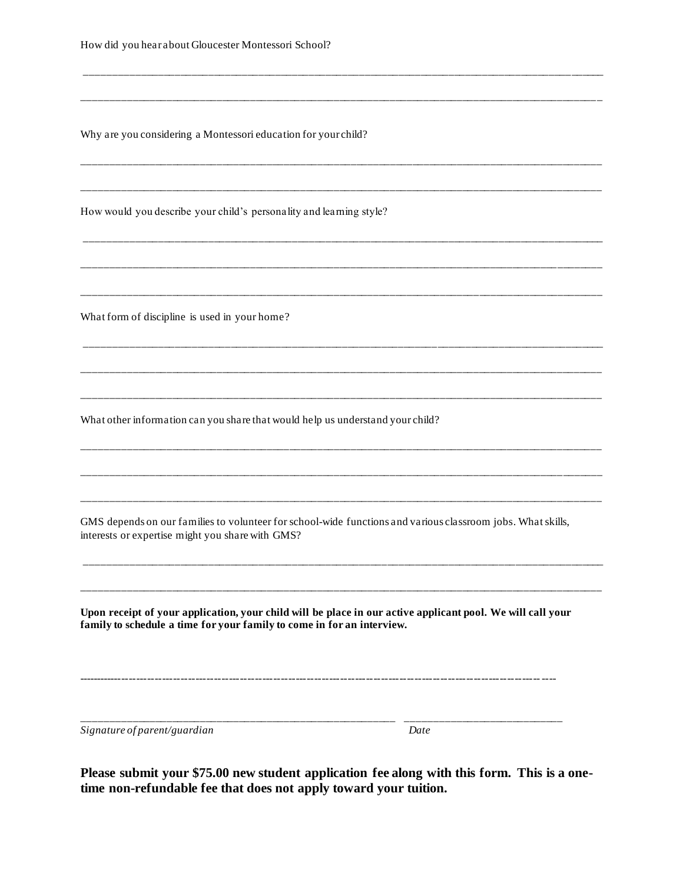How did you hear about Gloucester Montessori School?

____________________________________________________________________________________________

____________________________________________________________________________________________

Why are you considering a Montessori education for your child?

____________________________________________________________________________________________

____________________________________________________________________________________________

How would you describe your child's personality and learning style?

____________________________________________________________________________________________

____________________________________________________________________________________________

____________________________________________________________________________________________

What form of discipline is used in your home?

____________________________________________________________________________________________

____________________________________________________________________________________________

____________________________________________________________________________________________

What other information can you share that would help us understand your child?

____________________________________________________________________________________________

____________________________________________________________________________________________

____________________________________________________________________________________________

GMS depends on our families to volunteer for school-wide functions and various classroom jobs. What skills, interests or expertise might you share with GMS?

____________________________________________________________________________________________

____________________________________________________________________________________________

**Upon receipt of your application, your child will be place in our active applicant pool. We will call your family to schedule a time for your family to come in for an interview.**

---

______________________________________________________ ____________________________

*Signature of parent/guardian* *Date*

**Please submit your $75.00 new student application fee along with this form. This is a one-time non-refundable fee that does not apply toward your tuition.**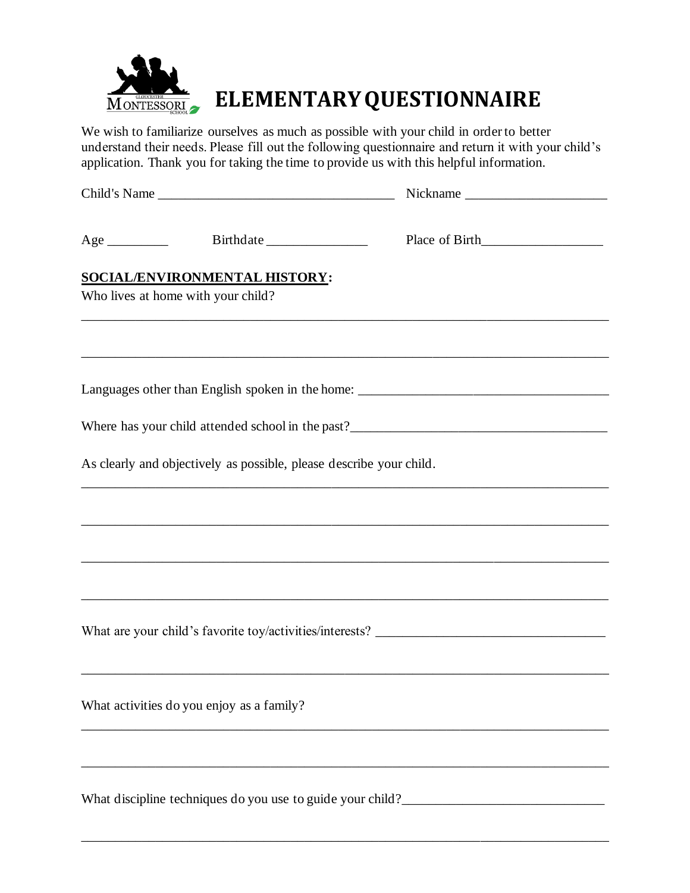# ELEMENTARY QUESTIONNAIRE

We wish to familiarize ourselves as much as possible with your child in order to better understand their needs. Please fill out the following questionnaire and return it with your child's application. Thank you for taking the time to provide us with this helpful information.

Child's Name ___________________________________ Nickname ____________________

Age _________ Birthdate _______________ Place of Birth__________________

**SOCIAL/ENVIRONMENTAL HISTORY:**

Who lives at home with your child?

________________________________________________________________________________

________________________________________________________________________________

Languages other than English spoken in the home: ______________________________________

Where has your child attended school in the past?______________________________________

As clearly and objectively as possible, please describe your child.

________________________________________________________________________________

________________________________________________________________________________

________________________________________________________________________________

________________________________________________________________________________

What are your child's favorite toy/activities/interests? __________________________________

________________________________________________________________________________

What activities do you enjoy as a family?

________________________________________________________________________________

________________________________________________________________________________

What discipline techniques do you use to guide your child?______________________________

________________________________________________________________________________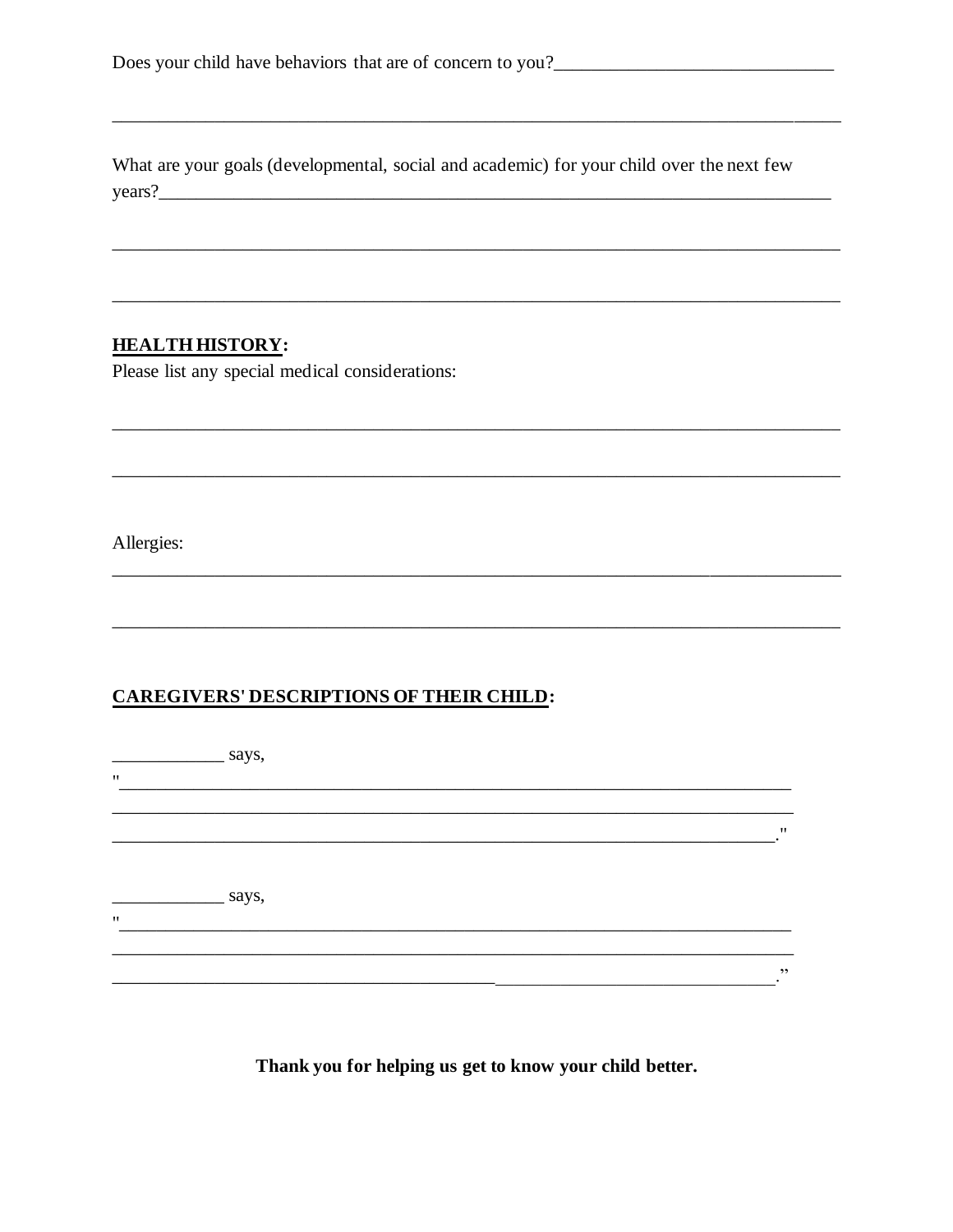Does your child have behaviors that are of concern to you?______________________________

______________________________________________________________________________

What are your goals (developmental, social and academic) for your child over the next few years?__________________________________________________________________________

______________________________________________________________________________

______________________________________________________________________________

**HEALTH HISTORY:**

Please list any special medical considerations:

______________________________________________________________________________

______________________________________________________________________________

Allergies:

______________________________________________________________________________

______________________________________________________________________________

**CAREGIVERS' DESCRIPTIONS OF THEIR CHILD:**

____________ says,

"___________________________________________________________________________

____________________________________________________________________________

___________________________________________________________________________."

____________ says,

"___________________________________________________________________________

____________________________________________________________________________

___________________________________________________________________________."

**Thank you for helping us get to know your child better.**